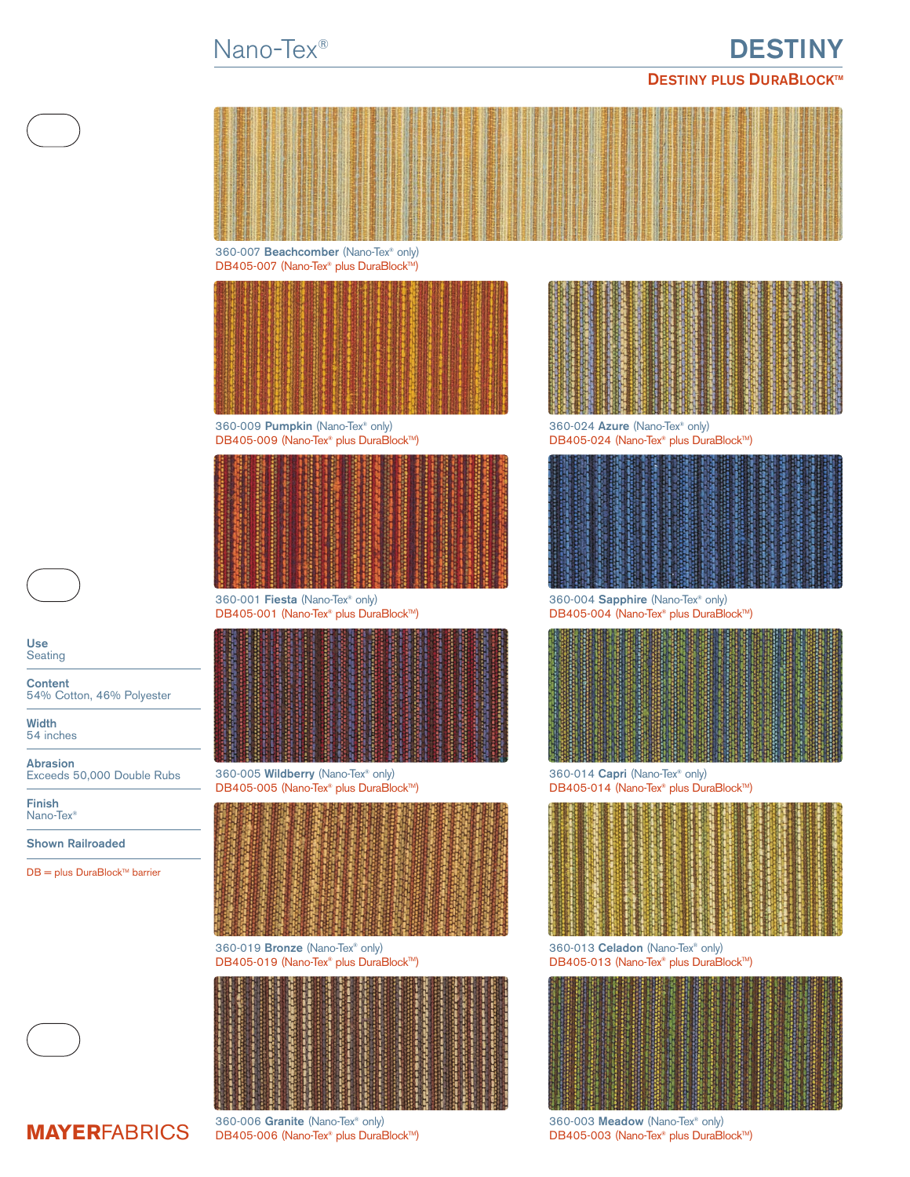Nano-Tex®

# DESTINY

## DESTINY PLUS DURABLOCK™

360-007 **Beachcomber** (Nano-Tex® only)
DB405-007 (Nano-Tex® plus DuraBlock™)

360-009 **Pumpkin** (Nano-Tex® only)
DB405-009 (Nano-Tex® plus DuraBlock™)

360-024 **Azure** (Nano-Tex® only)
DB405-024 (Nano-Tex® plus DuraBlock™)

360-001 **Fiesta** (Nano-Tex® only)
DB405-001 (Nano-Tex® plus DuraBlock™)

360-004 **Sapphire** (Nano-Tex® only)
DB405-004 (Nano-Tex® plus DuraBlock™)

360-005 **Wildberry** (Nano-Tex® only)
DB405-005 (Nano-Tex® plus DuraBlock™)

360-014 **Capri** (Nano-Tex® only)
DB405-014 (Nano-Tex® plus DuraBlock™)

360-019 **Bronze** (Nano-Tex® only)
DB405-019 (Nano-Tex® plus DuraBlock™)

360-013 **Celadon** (Nano-Tex® only)
DB405-013 (Nano-Tex® plus DuraBlock™)

360-006 **Granite** (Nano-Tex® only)
DB405-006 (Nano-Tex® plus DuraBlock™)

360-003 **Meadow** (Nano-Tex® only)
DB405-003 (Nano-Tex® plus DuraBlock™)

**Use**
Seating

**Content**
54% Cotton, 46% Polyester

**Width**
54 inches

**Abrasion**
Exceeds 50,000 Double Rubs

**Finish**
Nano-Tex®

**Shown Railroaded**

DB = plus DuraBlock™ barrier

**MAYER**FABRICS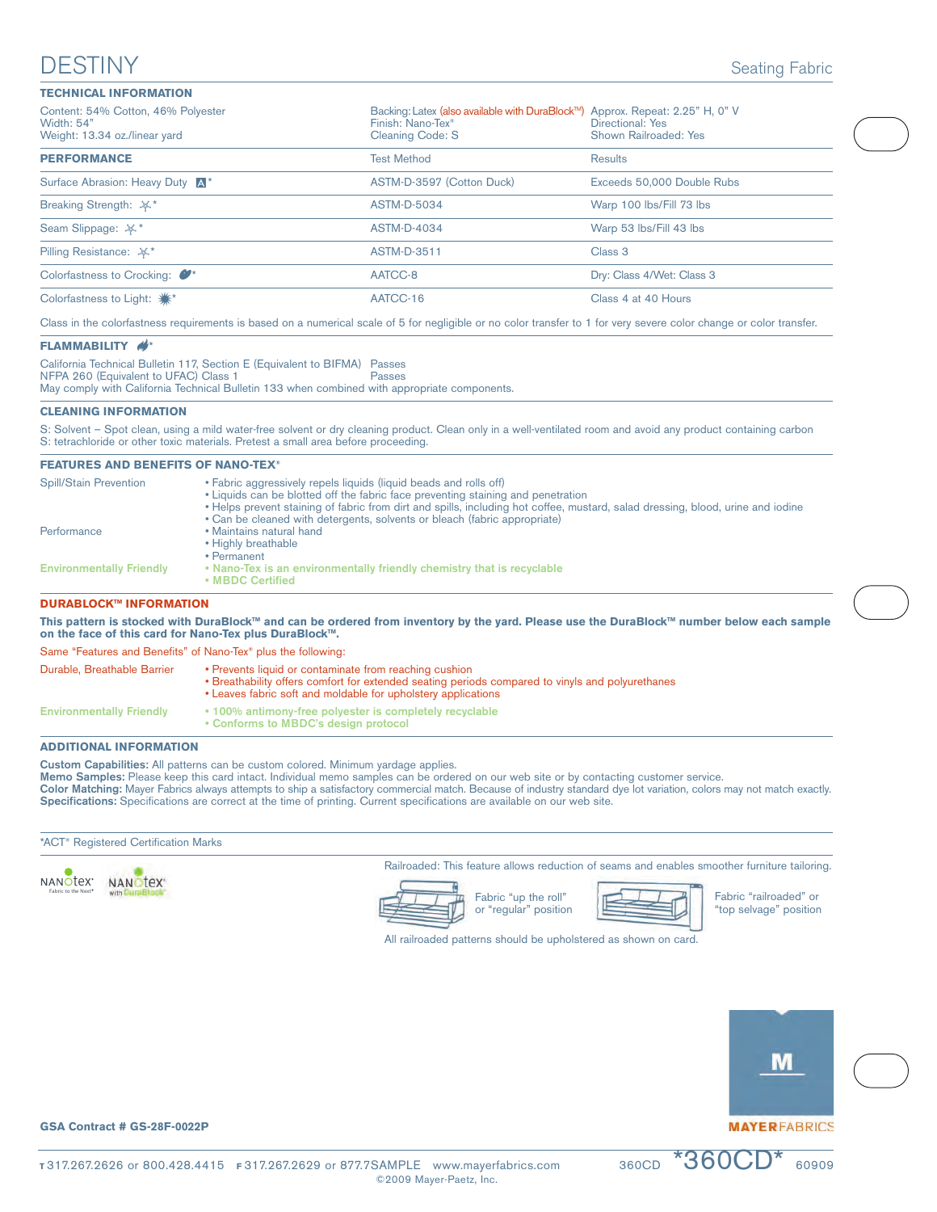# DESTINY

Seating Fabric

## TECHNICAL INFORMATION

| | | |
|---|---|---|
| Content: 54% Cotton, 46% Polyester | Backing: Latex (also available with DuraBlock™) | Approx. Repeat: 2.25" H, 0" V |
| Width: 54" | Finish: Nano-Tex® | Directional: Yes |
| Weight: 13.34 oz./linear yard | Cleaning Code: S | Shown Railroaded: Yes |

## PERFORMANCE

| PERFORMANCE | Test Method | Results |
|---|---|---|
| Surface Abrasion: Heavy Duty * | ASTM-D-3597 (Cotton Duck) | Exceeds 50,000 Double Rubs |
| Breaking Strength: * | ASTM-D-5034 | Warp 100 lbs/Fill 73 lbs |
| Seam Slippage: * | ASTM-D-4034 | Warp 53 lbs/Fill 43 lbs |
| Pilling Resistance: * | ASTM-D-3511 | Class 3 |
| Colorfastness to Crocking: * | AATCC-8 | Dry: Class 4/Wet: Class 3 |
| Colorfastness to Light: * | AATCC-16 | Class 4 at 40 Hours |

Class in the colorfastness requirements is based on a numerical scale of 5 for negligible or no color transfer to 1 for very severe color change or color transfer.

## FLAMMABILITY *

California Technical Bulletin 117, Section E (Equivalent to BIFMA) Passes
NFPA 260 (Equivalent to UFAC) Class 1 Passes
May comply with California Technical Bulletin 133 when combined with appropriate components.

## CLEANING INFORMATION

S: Solvent – Spot clean, using a mild water-free solvent or dry cleaning product. Clean only in a well-ventilated room and avoid any product containing carbon
S: tetrachloride or other toxic materials. Pretest a small area before proceeding.

## FEATURES AND BENEFITS OF NANO-TEX®

Spill/Stain Prevention
- Fabric aggressively repels liquids (liquid beads and rolls off)
- Liquids can be blotted off the fabric face preventing staining and penetration
- Helps prevent staining of fabric from dirt and spills, including hot coffee, mustard, salad dressing, blood, urine and iodine
- Can be cleaned with detergents, solvents or bleach (fabric appropriate)

Performance
- Maintains natural hand
- Highly breathable
- Permanent

Environmentally Friendly
- Nano-Tex is an environmentally friendly chemistry that is recyclable
- MBDC Certified

## DURABLOCK™ INFORMATION

**This pattern is stocked with DuraBlock™ and can be ordered from inventory by the yard. Please use the DuraBlock™ number below each sample on the face of this card for Nano-Tex plus DuraBlock™.**

Same "Features and Benefits" of Nano-Tex® plus the following:

Durable, Breathable Barrier
- Prevents liquid or contaminate from reaching cushion
- Breathability offers comfort for extended seating periods compared to vinyls and polyurethanes
- Leaves fabric soft and moldable for upholstery applications

Environmentally Friendly
- 100% antimony-free polyester is completely recyclable
- Conforms to MBDC's design protocol

## ADDITIONAL INFORMATION

**Custom Capabilities:** All patterns can be custom colored. Minimum yardage applies.
**Memo Samples:** Please keep this card intact. Individual memo samples can be ordered on our web site or by contacting customer service.
**Color Matching:** Mayer Fabrics always attempts to ship a satisfactory commercial match. Because of industry standard dye lot variation, colors may not match exactly.
**Specifications:** Specifications are correct at the time of printing. Current specifications are available on our web site.

*ACT® Registered Certification Marks

NANOtex® Fabric to the Next® NANOtex® with DuraBlock®

Railroaded: This feature allows reduction of seams and enables smoother furniture tailoring.

Fabric "up the roll" or "regular" position

Fabric "railroaded" or "top selvage" position

All railroaded patterns should be upholstered as shown on card.

MAYERFABRICS

**GSA Contract # GS-28F-0022P**

T 317.267.2626 or 800.428.4415 F 317.267.2629 or 877.7SAMPLE www.mayerfabrics.com 360CD *360CD* 60909

©2009 Mayer-Paetz, Inc.